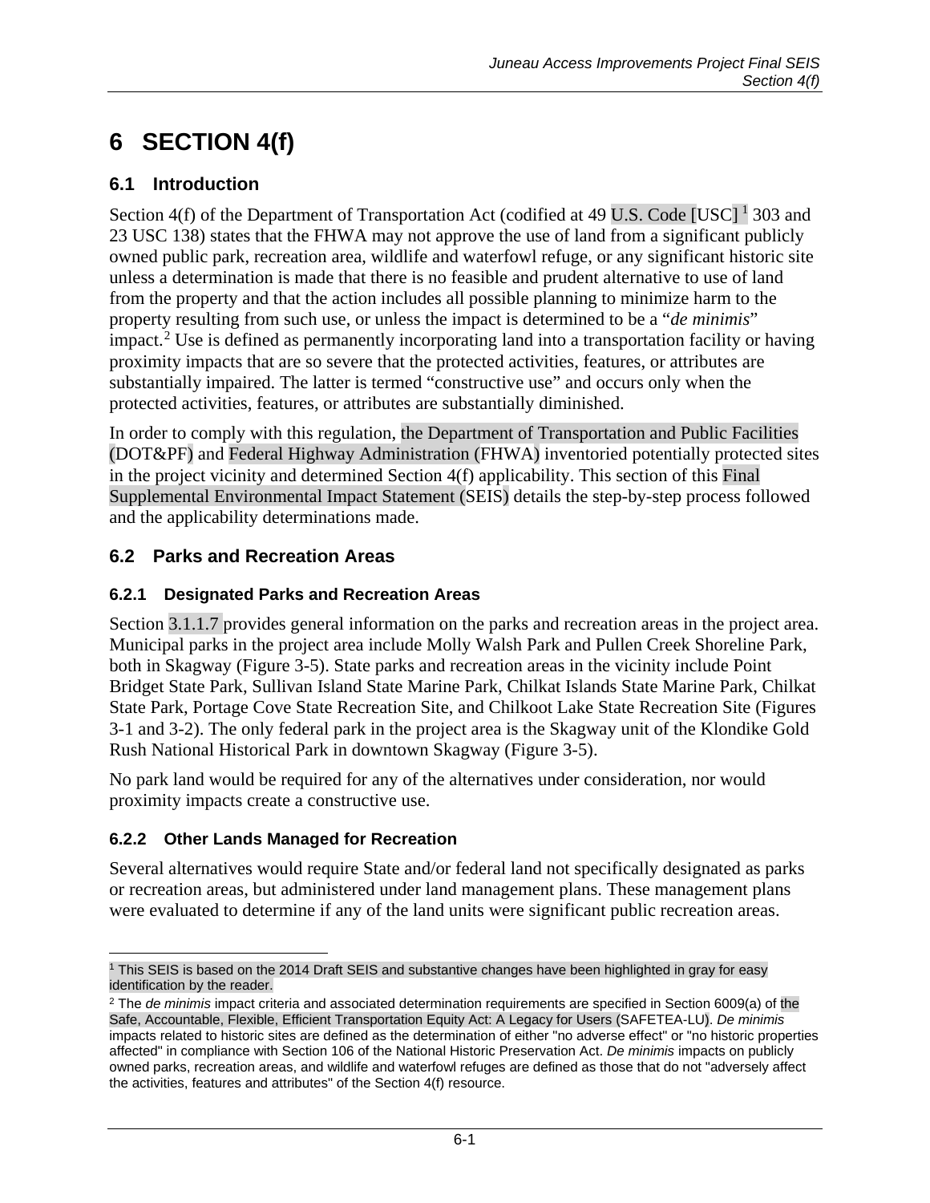# 6 SECTION 4(f)

## 6.1 Introduction

Section 4(f) of the Department of Transportation Act (codified at 49 U.S. Code [USC][1] 303 and 23 USC 138) states that the FHWA may not approve the use of land from a significant publicly owned public park, recreation area, wildlife and waterfowl refuge, or any significant historic site unless a determination is made that there is no feasible and prudent alternative to use of land from the property and that the action includes all possible planning to minimize harm to the property resulting from such use, or unless the impact is determined to be a "*de minimis*" impact.[2] Use is defined as permanently incorporating land into a transportation facility or having proximity impacts that are so severe that the protected activities, features, or attributes are substantially impaired. The latter is termed "constructive use" and occurs only when the protected activities, features, or attributes are substantially diminished.

In order to comply with this regulation, the Department of Transportation and Public Facilities (DOT&PF) and Federal Highway Administration (FHWA) inventoried potentially protected sites in the project vicinity and determined Section 4(f) applicability. This section of this Final Supplemental Environmental Impact Statement (SEIS) details the step-by-step process followed and the applicability determinations made.

## 6.2 Parks and Recreation Areas

### 6.2.1 Designated Parks and Recreation Areas

Section 3.1.1.7 provides general information on the parks and recreation areas in the project area. Municipal parks in the project area include Molly Walsh Park and Pullen Creek Shoreline Park, both in Skagway (Figure 3-5). State parks and recreation areas in the vicinity include Point Bridget State Park, Sullivan Island State Marine Park, Chilkat Islands State Marine Park, Chilkat State Park, Portage Cove State Recreation Site, and Chilkoot Lake State Recreation Site (Figures 3-1 and 3-2). The only federal park in the project area is the Skagway unit of the Klondike Gold Rush National Historical Park in downtown Skagway (Figure 3-5).

No park land would be required for any of the alternatives under consideration, nor would proximity impacts create a constructive use.

### 6.2.2 Other Lands Managed for Recreation

Several alternatives would require State and/or federal land not specifically designated as parks or recreation areas, but administered under land management plans. These management plans were evaluated to determine if any of the land units were significant public recreation areas.

---

[1] This SEIS is based on the 2014 Draft SEIS and substantive changes have been highlighted in gray for easy identification by the reader.

[2] The *de minimis* impact criteria and associated determination requirements are specified in Section 6009(a) of the Safe, Accountable, Flexible, Efficient Transportation Equity Act: A Legacy for Users (SAFETEA-LU). *De minimis* impacts related to historic sites are defined as the determination of either "no adverse effect" or "no historic properties affected" in compliance with Section 106 of the National Historic Preservation Act. *De minimis* impacts on publicly owned parks, recreation areas, and wildlife and waterfowl refuges are defined as those that do not "adversely affect the activities, features and attributes" of the Section 4(f) resource.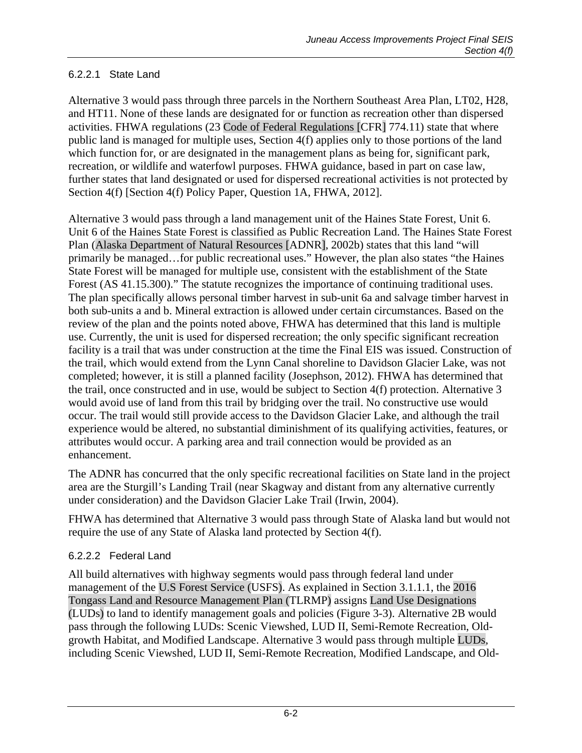#### 6.2.2.1 State Land

Alternative 3 would pass through three parcels in the Northern Southeast Area Plan, LT02, H28, and HT11. None of these lands are designated for or function as recreation other than dispersed activities. FHWA regulations (23 Code of Federal Regulations [CFR] 774.11) state that where public land is managed for multiple uses, Section 4(f) applies only to those portions of the land which function for, or are designated in the management plans as being for, significant park, recreation, or wildlife and waterfowl purposes. FHWA guidance, based in part on case law, further states that land designated or used for dispersed recreational activities is not protected by Section 4(f) [Section 4(f) Policy Paper, Question 1A, FHWA, 2012].

Alternative 3 would pass through a land management unit of the Haines State Forest, Unit 6. Unit 6 of the Haines State Forest is classified as Public Recreation Land. The Haines State Forest Plan (Alaska Department of Natural Resources [ADNR], 2002b) states that this land "will primarily be managed…for public recreational uses." However, the plan also states "the Haines State Forest will be managed for multiple use, consistent with the establishment of the State Forest (AS 41.15.300)." The statute recognizes the importance of continuing traditional uses. The plan specifically allows personal timber harvest in sub-unit 6a and salvage timber harvest in both sub-units a and b. Mineral extraction is allowed under certain circumstances. Based on the review of the plan and the points noted above, FHWA has determined that this land is multiple use. Currently, the unit is used for dispersed recreation; the only specific significant recreation facility is a trail that was under construction at the time the Final EIS was issued. Construction of the trail, which would extend from the Lynn Canal shoreline to Davidson Glacier Lake, was not completed; however, it is still a planned facility (Josephson, 2012). FHWA has determined that the trail, once constructed and in use, would be subject to Section 4(f) protection. Alternative 3 would avoid use of land from this trail by bridging over the trail. No constructive use would occur. The trail would still provide access to the Davidson Glacier Lake, and although the trail experience would be altered, no substantial diminishment of its qualifying activities, features, or attributes would occur. A parking area and trail connection would be provided as an enhancement.

The ADNR has concurred that the only specific recreational facilities on State land in the project area are the Sturgill's Landing Trail (near Skagway and distant from any alternative currently under consideration) and the Davidson Glacier Lake Trail (Irwin, 2004).

FHWA has determined that Alternative 3 would pass through State of Alaska land but would not require the use of any State of Alaska land protected by Section 4(f).

#### 6.2.2.2 Federal Land

All build alternatives with highway segments would pass through federal land under management of the U.S Forest Service (USFS). As explained in Section 3.1.1.1, the 2016 Tongass Land and Resource Management Plan (TLRMP) assigns Land Use Designations (LUDs) to land to identify management goals and policies (Figure 3-3). Alternative 2B would pass through the following LUDs: Scenic Viewshed, LUD II, Semi-Remote Recreation, Old-growth Habitat, and Modified Landscape. Alternative 3 would pass through multiple LUDs, including Scenic Viewshed, LUD II, Semi-Remote Recreation, Modified Landscape, and Old-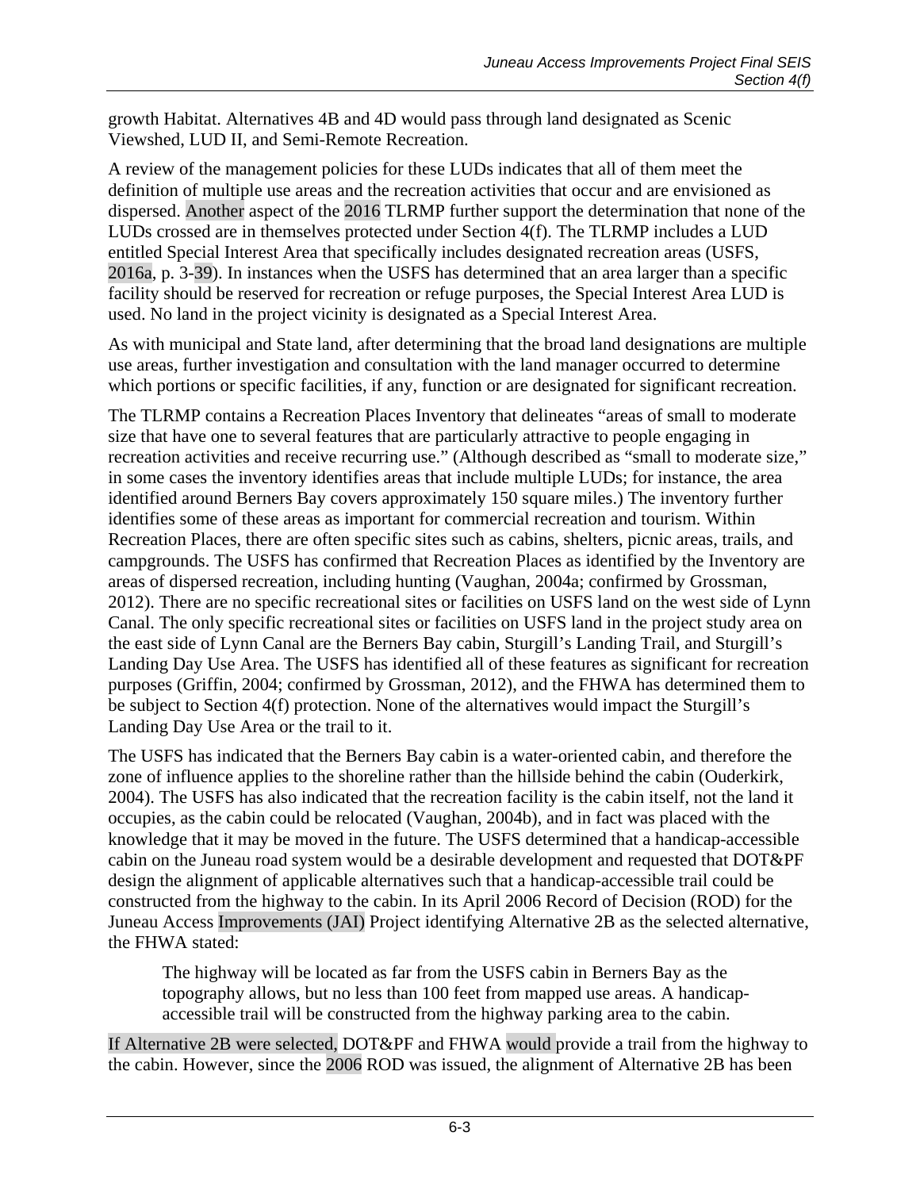growth Habitat. Alternatives 4B and 4D would pass through land designated as Scenic Viewshed, LUD II, and Semi-Remote Recreation.

A review of the management policies for these LUDs indicates that all of them meet the definition of multiple use areas and the recreation activities that occur and are envisioned as dispersed. Another aspect of the 2016 TLRMP further support the determination that none of the LUDs crossed are in themselves protected under Section 4(f). The TLRMP includes a LUD entitled Special Interest Area that specifically includes designated recreation areas (USFS, 2016a, p. 3-39). In instances when the USFS has determined that an area larger than a specific facility should be reserved for recreation or refuge purposes, the Special Interest Area LUD is used. No land in the project vicinity is designated as a Special Interest Area.

As with municipal and State land, after determining that the broad land designations are multiple use areas, further investigation and consultation with the land manager occurred to determine which portions or specific facilities, if any, function or are designated for significant recreation.

The TLRMP contains a Recreation Places Inventory that delineates "areas of small to moderate size that have one to several features that are particularly attractive to people engaging in recreation activities and receive recurring use." (Although described as "small to moderate size," in some cases the inventory identifies areas that include multiple LUDs; for instance, the area identified around Berners Bay covers approximately 150 square miles.) The inventory further identifies some of these areas as important for commercial recreation and tourism. Within Recreation Places, there are often specific sites such as cabins, shelters, picnic areas, trails, and campgrounds. The USFS has confirmed that Recreation Places as identified by the Inventory are areas of dispersed recreation, including hunting (Vaughan, 2004a; confirmed by Grossman, 2012). There are no specific recreational sites or facilities on USFS land on the west side of Lynn Canal. The only specific recreational sites or facilities on USFS land in the project study area on the east side of Lynn Canal are the Berners Bay cabin, Sturgill's Landing Trail, and Sturgill's Landing Day Use Area. The USFS has identified all of these features as significant for recreation purposes (Griffin, 2004; confirmed by Grossman, 2012), and the FHWA has determined them to be subject to Section 4(f) protection. None of the alternatives would impact the Sturgill's Landing Day Use Area or the trail to it.

The USFS has indicated that the Berners Bay cabin is a water-oriented cabin, and therefore the zone of influence applies to the shoreline rather than the hillside behind the cabin (Ouderkirk, 2004). The USFS has also indicated that the recreation facility is the cabin itself, not the land it occupies, as the cabin could be relocated (Vaughan, 2004b), and in fact was placed with the knowledge that it may be moved in the future. The USFS determined that a handicap-accessible cabin on the Juneau road system would be a desirable development and requested that DOT&PF design the alignment of applicable alternatives such that a handicap-accessible trail could be constructed from the highway to the cabin. In its April 2006 Record of Decision (ROD) for the Juneau Access Improvements (JAI) Project identifying Alternative 2B as the selected alternative, the FHWA stated:

> The highway will be located as far from the USFS cabin in Berners Bay as the topography allows, but no less than 100 feet from mapped use areas. A handicap-accessible trail will be constructed from the highway parking area to the cabin.

If Alternative 2B were selected, DOT&PF and FHWA would provide a trail from the highway to the cabin. However, since the 2006 ROD was issued, the alignment of Alternative 2B has been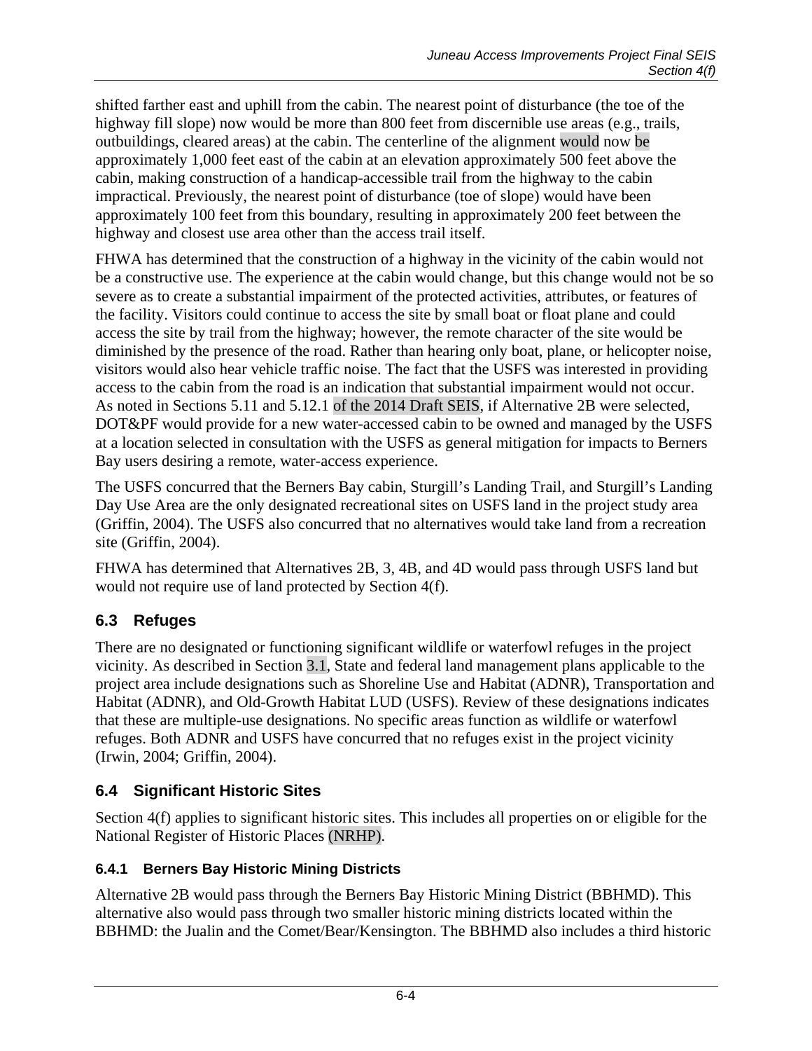shifted farther east and uphill from the cabin. The nearest point of disturbance (the toe of the highway fill slope) now would be more than 800 feet from discernible use areas (e.g., trails, outbuildings, cleared areas) at the cabin. The centerline of the alignment would now be approximately 1,000 feet east of the cabin at an elevation approximately 500 feet above the cabin, making construction of a handicap-accessible trail from the highway to the cabin impractical. Previously, the nearest point of disturbance (toe of slope) would have been approximately 100 feet from this boundary, resulting in approximately 200 feet between the highway and closest use area other than the access trail itself.

FHWA has determined that the construction of a highway in the vicinity of the cabin would not be a constructive use. The experience at the cabin would change, but this change would not be so severe as to create a substantial impairment of the protected activities, attributes, or features of the facility. Visitors could continue to access the site by small boat or float plane and could access the site by trail from the highway; however, the remote character of the site would be diminished by the presence of the road. Rather than hearing only boat, plane, or helicopter noise, visitors would also hear vehicle traffic noise. The fact that the USFS was interested in providing access to the cabin from the road is an indication that substantial impairment would not occur. As noted in Sections 5.11 and 5.12.1 of the 2014 Draft SEIS, if Alternative 2B were selected, DOT&PF would provide for a new water-accessed cabin to be owned and managed by the USFS at a location selected in consultation with the USFS as general mitigation for impacts to Berners Bay users desiring a remote, water-access experience.

The USFS concurred that the Berners Bay cabin, Sturgill's Landing Trail, and Sturgill's Landing Day Use Area are the only designated recreational sites on USFS land in the project study area (Griffin, 2004). The USFS also concurred that no alternatives would take land from a recreation site (Griffin, 2004).

FHWA has determined that Alternatives 2B, 3, 4B, and 4D would pass through USFS land but would not require use of land protected by Section 4(f).

## 6.3 Refuges

There are no designated or functioning significant wildlife or waterfowl refuges in the project vicinity. As described in Section 3.1, State and federal land management plans applicable to the project area include designations such as Shoreline Use and Habitat (ADNR), Transportation and Habitat (ADNR), and Old-Growth Habitat LUD (USFS). Review of these designations indicates that these are multiple-use designations. No specific areas function as wildlife or waterfowl refuges. Both ADNR and USFS have concurred that no refuges exist in the project vicinity (Irwin, 2004; Griffin, 2004).

## 6.4 Significant Historic Sites

Section 4(f) applies to significant historic sites. This includes all properties on or eligible for the National Register of Historic Places (NRHP).

### 6.4.1 Berners Bay Historic Mining Districts

Alternative 2B would pass through the Berners Bay Historic Mining District (BBHMD). This alternative also would pass through two smaller historic mining districts located within the BBHMD: the Jualin and the Comet/Bear/Kensington. The BBHMD also includes a third historic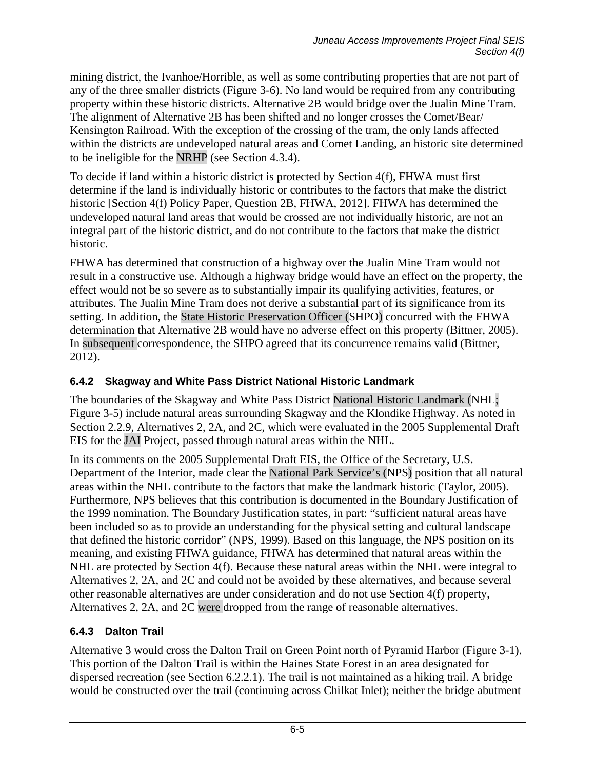mining district, the Ivanhoe/Horrible, as well as some contributing properties that are not part of any of the three smaller districts (Figure 3-6). No land would be required from any contributing property within these historic districts. Alternative 2B would bridge over the Jualin Mine Tram. The alignment of Alternative 2B has been shifted and no longer crosses the Comet/Bear/Kensington Railroad. With the exception of the crossing of the tram, the only lands affected within the districts are undeveloped natural areas and Comet Landing, an historic site determined to be ineligible for the NRHP (see Section 4.3.4).

To decide if land within a historic district is protected by Section 4(f), FHWA must first determine if the land is individually historic or contributes to the factors that make the district historic [Section 4(f) Policy Paper, Question 2B, FHWA, 2012]. FHWA has determined the undeveloped natural land areas that would be crossed are not individually historic, are not an integral part of the historic district, and do not contribute to the factors that make the district historic.

FHWA has determined that construction of a highway over the Jualin Mine Tram would not result in a constructive use. Although a highway bridge would have an effect on the property, the effect would not be so severe as to substantially impair its qualifying activities, features, or attributes. The Jualin Mine Tram does not derive a substantial part of its significance from its setting. In addition, the State Historic Preservation Officer (SHPO) concurred with the FHWA determination that Alternative 2B would have no adverse effect on this property (Bittner, 2005). In subsequent correspondence, the SHPO agreed that its concurrence remains valid (Bittner, 2012).

### 6.4.2 Skagway and White Pass District National Historic Landmark

The boundaries of the Skagway and White Pass District National Historic Landmark (NHL; Figure 3-5) include natural areas surrounding Skagway and the Klondike Highway. As noted in Section 2.2.9, Alternatives 2, 2A, and 2C, which were evaluated in the 2005 Supplemental Draft EIS for the JAI Project, passed through natural areas within the NHL.

In its comments on the 2005 Supplemental Draft EIS, the Office of the Secretary, U.S. Department of the Interior, made clear the National Park Service's (NPS) position that all natural areas within the NHL contribute to the factors that make the landmark historic (Taylor, 2005). Furthermore, NPS believes that this contribution is documented in the Boundary Justification of the 1999 nomination. The Boundary Justification states, in part: "sufficient natural areas have been included so as to provide an understanding for the physical setting and cultural landscape that defined the historic corridor" (NPS, 1999). Based on this language, the NPS position on its meaning, and existing FHWA guidance, FHWA has determined that natural areas within the NHL are protected by Section 4(f). Because these natural areas within the NHL were integral to Alternatives 2, 2A, and 2C and could not be avoided by these alternatives, and because several other reasonable alternatives are under consideration and do not use Section 4(f) property, Alternatives 2, 2A, and 2C were dropped from the range of reasonable alternatives.

### 6.4.3 Dalton Trail

Alternative 3 would cross the Dalton Trail on Green Point north of Pyramid Harbor (Figure 3-1). This portion of the Dalton Trail is within the Haines State Forest in an area designated for dispersed recreation (see Section 6.2.2.1). The trail is not maintained as a hiking trail. A bridge would be constructed over the trail (continuing across Chilkat Inlet); neither the bridge abutment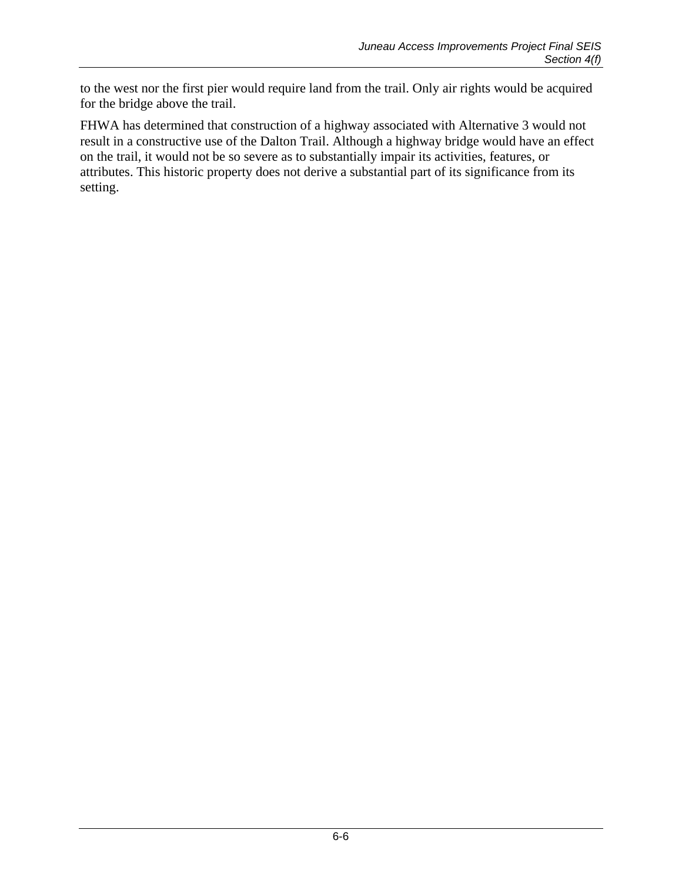to the west nor the first pier would require land from the trail. Only air rights would be acquired for the bridge above the trail.

FHWA has determined that construction of a highway associated with Alternative 3 would not result in a constructive use of the Dalton Trail. Although a highway bridge would have an effect on the trail, it would not be so severe as to substantially impair its activities, features, or attributes. This historic property does not derive a substantial part of its significance from its setting.